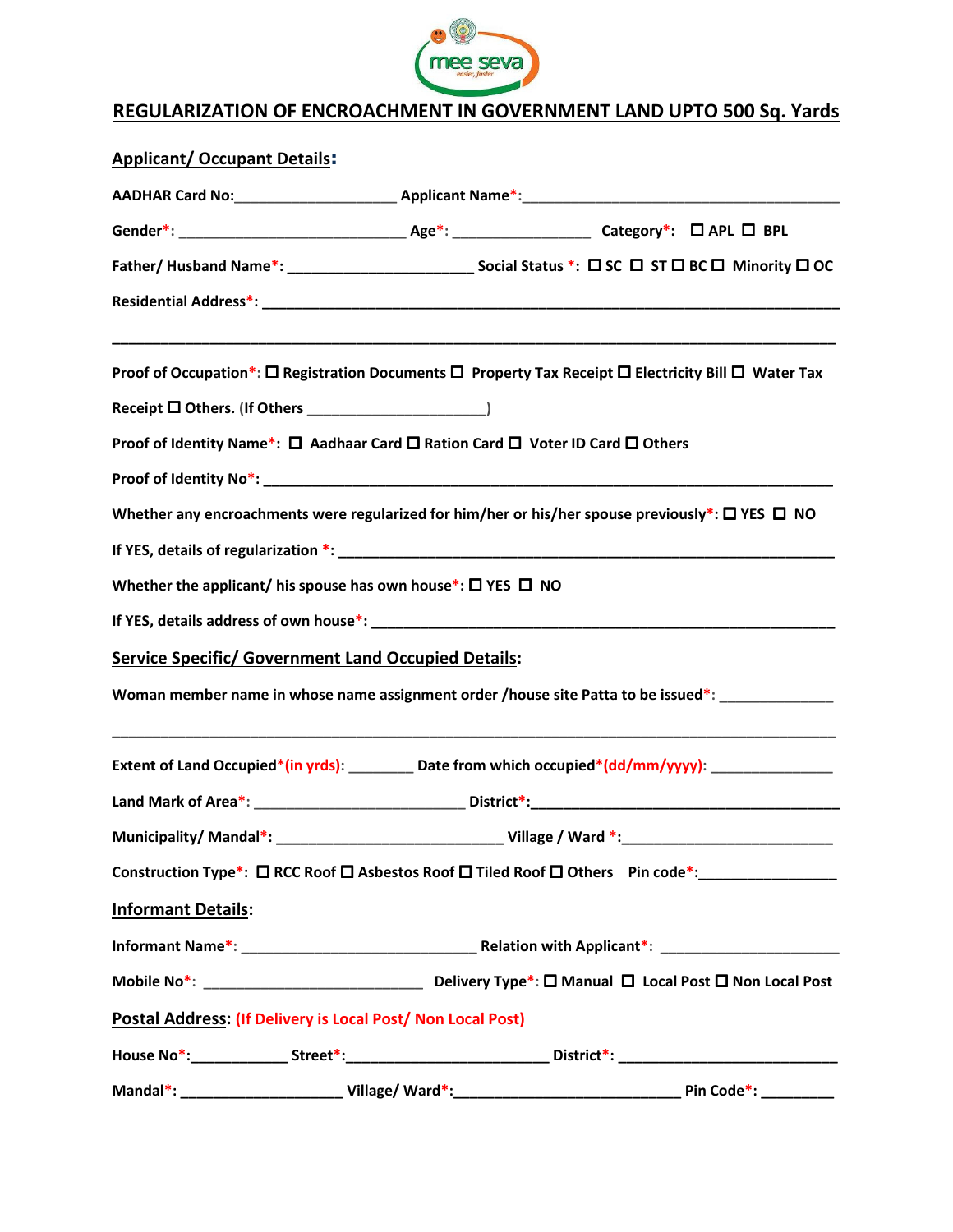# REGULARIZATION OF ENCROACHMENT IN GOVERNMENT LAND UPTO 500 Sq. Yards

## Applicant/ Occupant Details:

**AADHAR Card No:**___________________ **Applicant Name*:**______________________________________

**Gender*:** ___________________________ **Age*:** ________________ **Category*:** ☐ APL ☐ BPL

**Father/ Husband Name*:** ______________________ **Social Status *:** ☐ SC ☐ ST ☐ BC ☐ Minority ☐ OC

**Residential Address*:** ______________________________________________________________________

____________________________________________________________________________________

**Proof of Occupation*:** ☐ Registration Documents ☐ Property Tax Receipt ☐ Electricity Bill ☐ Water Tax Receipt ☐ Others. (If Others _____________________)

**Proof of Identity Name*:** ☐ Aadhaar Card ☐ Ration Card ☐ Voter ID Card ☐ Others

**Proof of Identity No*:** ______________________________________________________________________

**Whether any encroachments were regularized for him/her or his/her spouse previously*:** ☐ YES ☐ NO

**If YES, details of regularization *:** _______________________________________________________

**Whether the applicant/ his spouse has own house*:** ☐ YES ☐ NO

**If YES, details address of own house*:** _____________________________________________________

## Service Specific/ Government Land Occupied Details:

**Woman member name in whose name assignment order /house site Patta to be issued*:** _____________

____________________________________________________________________________________

**Extent of Land Occupied*(in yrds):** ________ **Date from which occupied*(dd/mm/yyyy):** ______________

**Land Mark of Area*:** _________________________ **District*:**_____________________________________

**Municipality/ Mandal*:** ___________________________ **Village / Ward *:**_________________________

**Construction Type*:** ☐ RCC Roof ☐ Asbestos Roof ☐ Tiled Roof ☐ Others **Pin code*:**________________

## Informant Details:

**Informant Name*:** ____________________________ **Relation with Applicant*:** _____________________

**Mobile No*:** __________________________ **Delivery Type*:** ☐ Manual ☐ Local Post ☐ Non Local Post

## Postal Address: (If Delivery is Local Post/ Non Local Post)

**House No*:**___________ **Street*:**_________________________ **District*:** __________________________

**Mandal*:** ___________________ **Village/ Ward*:**___________________________ **Pin Code*:** _________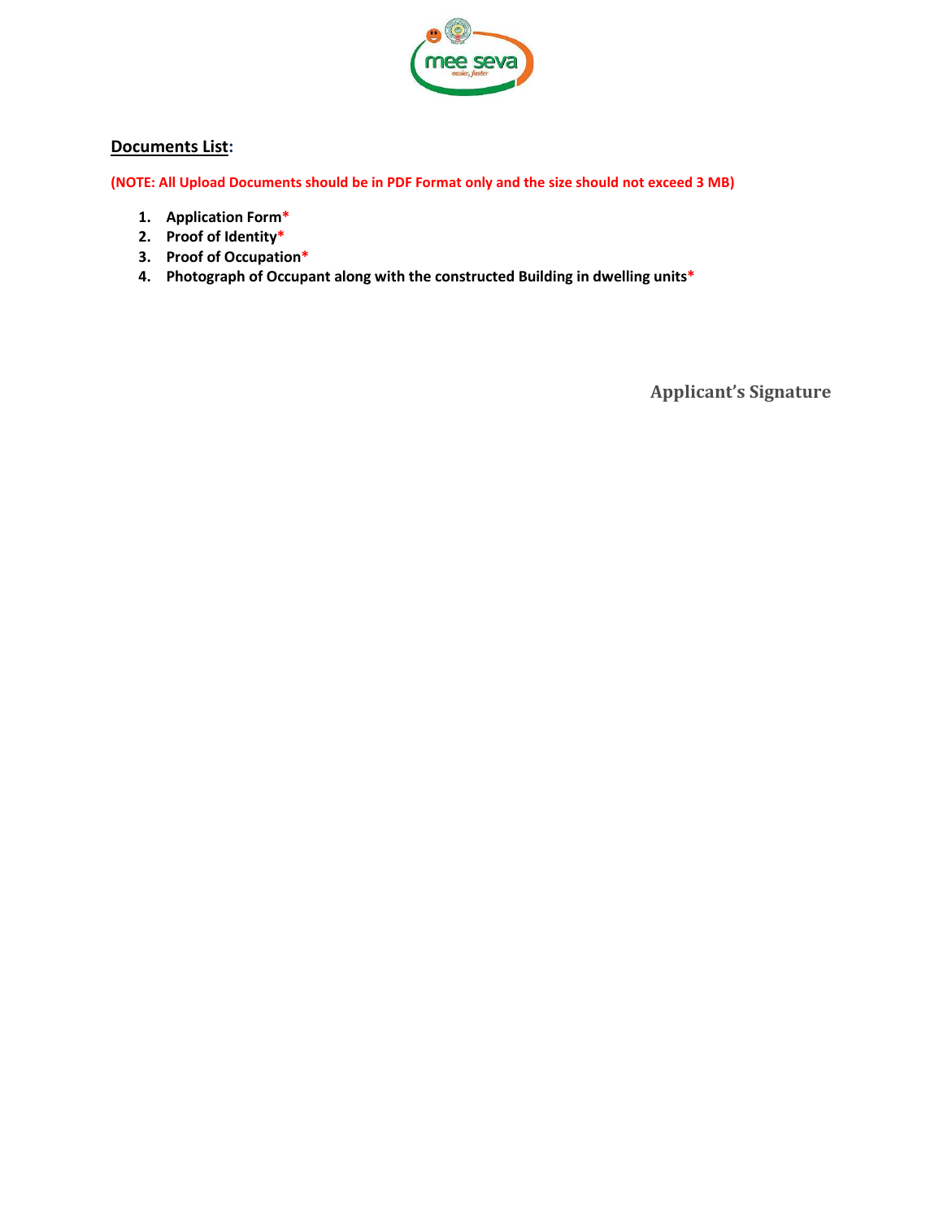**<u>Documents List</u>:**

**(NOTE: All Upload Documents should be in PDF Format only and the size should not exceed 3 MB)**

1. **Application Form***
2. **Proof of Identity***
3. **Proof of Occupation***
4. **Photograph of Occupant along with the constructed Building in dwelling units***

**Applicant's Signature**